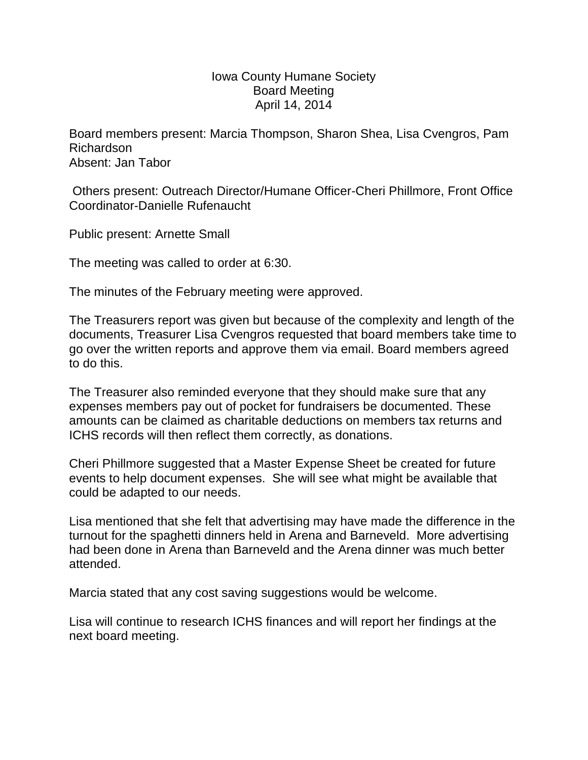# Iowa County Humane Society
## Board Meeting
### April 14, 2014

Board members present: Marcia Thompson, Sharon Shea, Lisa Cvengros, Pam Richardson
Absent: Jan Tabor

Others present: Outreach Director/Humane Officer-Cheri Phillmore, Front Office Coordinator-Danielle Rufenaucht

Public present: Arnette Small

The meeting was called to order at 6:30.

The minutes of the February meeting were approved.

The Treasurers report was given but because of the complexity and length of the documents, Treasurer Lisa Cvengros requested that board members take time to go over the written reports and approve them via email. Board members agreed to do this.

The Treasurer also reminded everyone that they should make sure that any expenses members pay out of pocket for fundraisers be documented. These amounts can be claimed as charitable deductions on members tax returns and ICHS records will then reflect them correctly, as donations.

Cheri Phillmore suggested that a Master Expense Sheet be created for future events to help document expenses. She will see what might be available that could be adapted to our needs.

Lisa mentioned that she felt that advertising may have made the difference in the turnout for the spaghetti dinners held in Arena and Barneveld. More advertising had been done in Arena than Barneveld and the Arena dinner was much better attended.

Marcia stated that any cost saving suggestions would be welcome.

Lisa will continue to research ICHS finances and will report her findings at the next board meeting.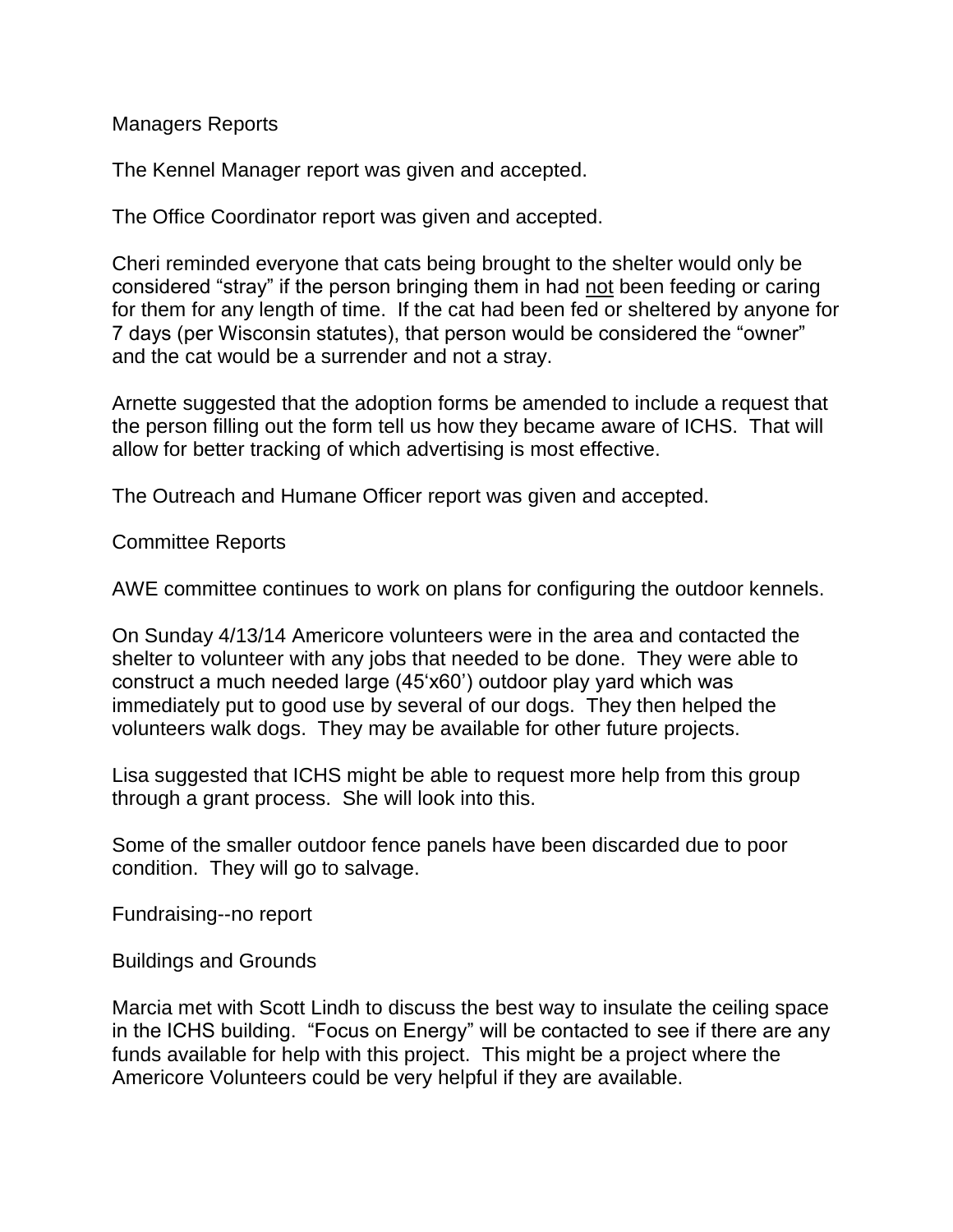Managers Reports

The Kennel Manager report was given and accepted.

The Office Coordinator report was given and accepted.

Cheri reminded everyone that cats being brought to the shelter would only be considered "stray" if the person bringing them in had not been feeding or caring for them for any length of time. If the cat had been fed or sheltered by anyone for 7 days (per Wisconsin statutes), that person would be considered the "owner" and the cat would be a surrender and not a stray.

Arnette suggested that the adoption forms be amended to include a request that the person filling out the form tell us how they became aware of ICHS. That will allow for better tracking of which advertising is most effective.

The Outreach and Humane Officer report was given and accepted.

Committee Reports

AWE committee continues to work on plans for configuring the outdoor kennels.

On Sunday 4/13/14 Americore volunteers were in the area and contacted the shelter to volunteer with any jobs that needed to be done. They were able to construct a much needed large (45'x60') outdoor play yard which was immediately put to good use by several of our dogs. They then helped the volunteers walk dogs. They may be available for other future projects.

Lisa suggested that ICHS might be able to request more help from this group through a grant process. She will look into this.

Some of the smaller outdoor fence panels have been discarded due to poor condition. They will go to salvage.

Fundraising--no report

Buildings and Grounds

Marcia met with Scott Lindh to discuss the best way to insulate the ceiling space in the ICHS building. "Focus on Energy" will be contacted to see if there are any funds available for help with this project. This might be a project where the Americore Volunteers could be very helpful if they are available.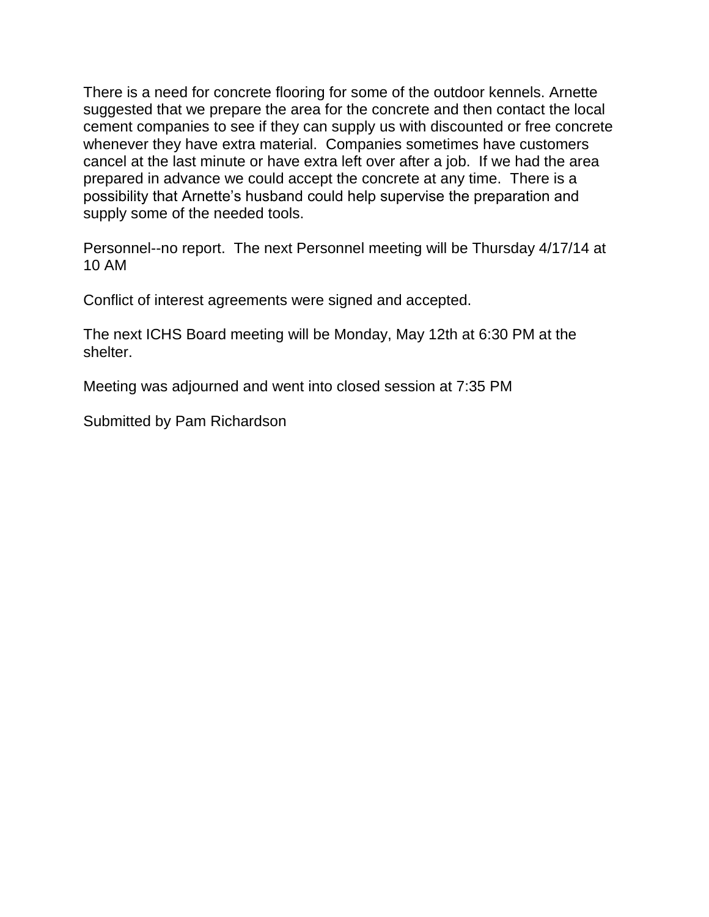There is a need for concrete flooring for some of the outdoor kennels. Arnette suggested that we prepare the area for the concrete and then contact the local cement companies to see if they can supply us with discounted or free concrete whenever they have extra material. Companies sometimes have customers cancel at the last minute or have extra left over after a job. If we had the area prepared in advance we could accept the concrete at any time. There is a possibility that Arnette's husband could help supervise the preparation and supply some of the needed tools.

Personnel--no report. The next Personnel meeting will be Thursday 4/17/14 at 10 AM

Conflict of interest agreements were signed and accepted.

The next ICHS Board meeting will be Monday, May 12th at 6:30 PM at the shelter.

Meeting was adjourned and went into closed session at 7:35 PM

Submitted by Pam Richardson